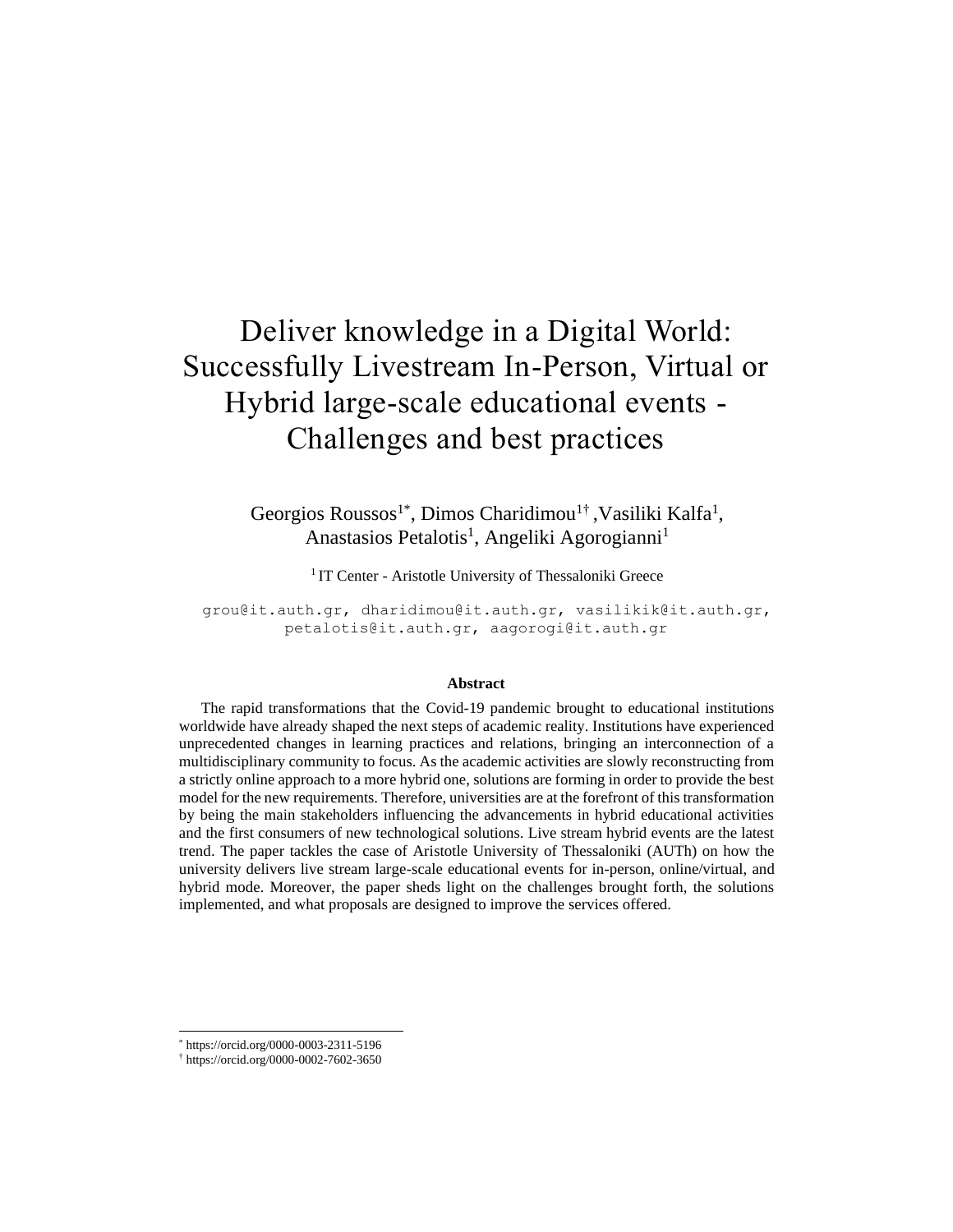# Deliver knowledge in a Digital World: Successfully Livestream In-Person, Virtual or Hybrid large-scale educational events - Challenges and best practices

Georgios Roussos[1*], Dimos Charidimou[1†], Vasiliki Kalfa[1], Anastasios Petalotis[1], Angeliki Agorogianni[1]

[1] IT Center - Aristotle University of Thessaloniki Greece

grou@it.auth.gr, dharidimou@it.auth.gr, vasilikik@it.auth.gr, petalotis@it.auth.gr, aagorogi@it.auth.gr

**Abstract**

The rapid transformations that the Covid-19 pandemic brought to educational institutions worldwide have already shaped the next steps of academic reality. Institutions have experienced unprecedented changes in learning practices and relations, bringing an interconnection of a multidisciplinary community to focus. As the academic activities are slowly reconstructing from a strictly online approach to a more hybrid one, solutions are forming in order to provide the best model for the new requirements. Therefore, universities are at the forefront of this transformation by being the main stakeholders influencing the advancements in hybrid educational activities and the first consumers of new technological solutions. Live stream hybrid events are the latest trend. The paper tackles the case of Aristotle University of Thessaloniki (AUTh) on how the university delivers live stream large-scale educational events for in-person, online/virtual, and hybrid mode. Moreover, the paper sheds light on the challenges brought forth, the solutions implemented, and what proposals are designed to improve the services offered.

[*] https://orcid.org/0000-0003-2311-5196

[†] https://orcid.org/0000-0002-7602-3650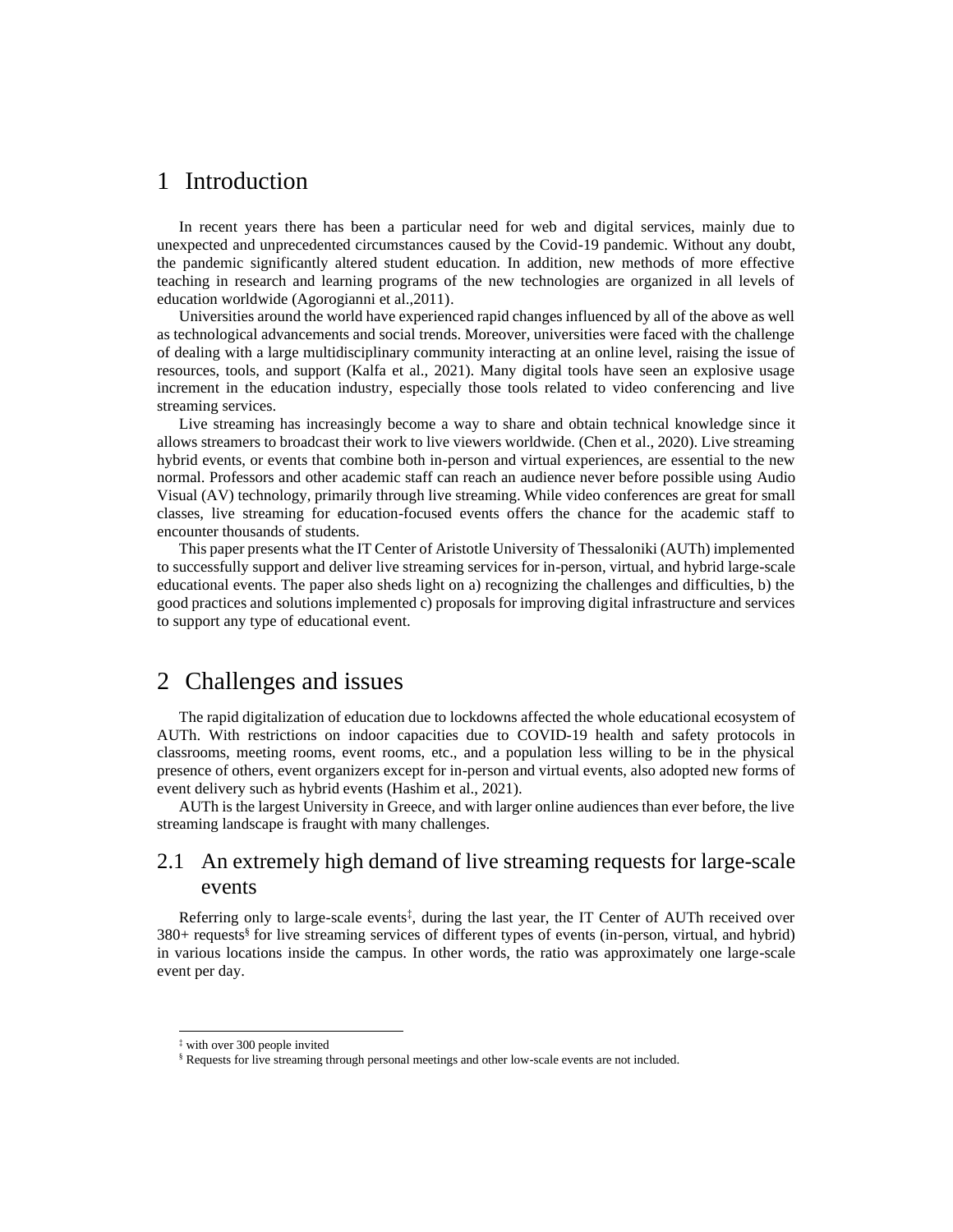# 1 Introduction

In recent years there has been a particular need for web and digital services, mainly due to unexpected and unprecedented circumstances caused by the Covid-19 pandemic. Without any doubt, the pandemic significantly altered student education. In addition, new methods of more effective teaching in research and learning programs of the new technologies are organized in all levels of education worldwide (Agorogianni et al.,2011).

Universities around the world have experienced rapid changes influenced by all of the above as well as technological advancements and social trends. Moreover, universities were faced with the challenge of dealing with a large multidisciplinary community interacting at an online level, raising the issue of resources, tools, and support (Kalfa et al., 2021). Many digital tools have seen an explosive usage increment in the education industry, especially those tools related to video conferencing and live streaming services.

Live streaming has increasingly become a way to share and obtain technical knowledge since it allows streamers to broadcast their work to live viewers worldwide. (Chen et al., 2020). Live streaming hybrid events, or events that combine both in-person and virtual experiences, are essential to the new normal. Professors and other academic staff can reach an audience never before possible using Audio Visual (AV) technology, primarily through live streaming. While video conferences are great for small classes, live streaming for education-focused events offers the chance for the academic staff to encounter thousands of students.

This paper presents what the IT Center of Aristotle University of Thessaloniki (AUTh) implemented to successfully support and deliver live streaming services for in-person, virtual, and hybrid large-scale educational events. The paper also sheds light on a) recognizing the challenges and difficulties, b) the good practices and solutions implemented c) proposals for improving digital infrastructure and services to support any type of educational event.

# 2 Challenges and issues

The rapid digitalization of education due to lockdowns affected the whole educational ecosystem of AUTh. With restrictions on indoor capacities due to COVID-19 health and safety protocols in classrooms, meeting rooms, event rooms, etc., and a population less willing to be in the physical presence of others, event organizers except for in-person and virtual events, also adopted new forms of event delivery such as hybrid events (Hashim et al., 2021).

AUTh is the largest University in Greece, and with larger online audiences than ever before, the live streaming landscape is fraught with many challenges.

## 2.1 An extremely high demand of live streaming requests for large-scale events

Referring only to large-scale events[‡], during the last year, the IT Center of AUTh received over 380+ requests[§] for live streaming services of different types of events (in-person, virtual, and hybrid) in various locations inside the campus. In other words, the ratio was approximately one large-scale event per day.

[‡] with over 300 people invited

[§] Requests for live streaming through personal meetings and other low-scale events are not included.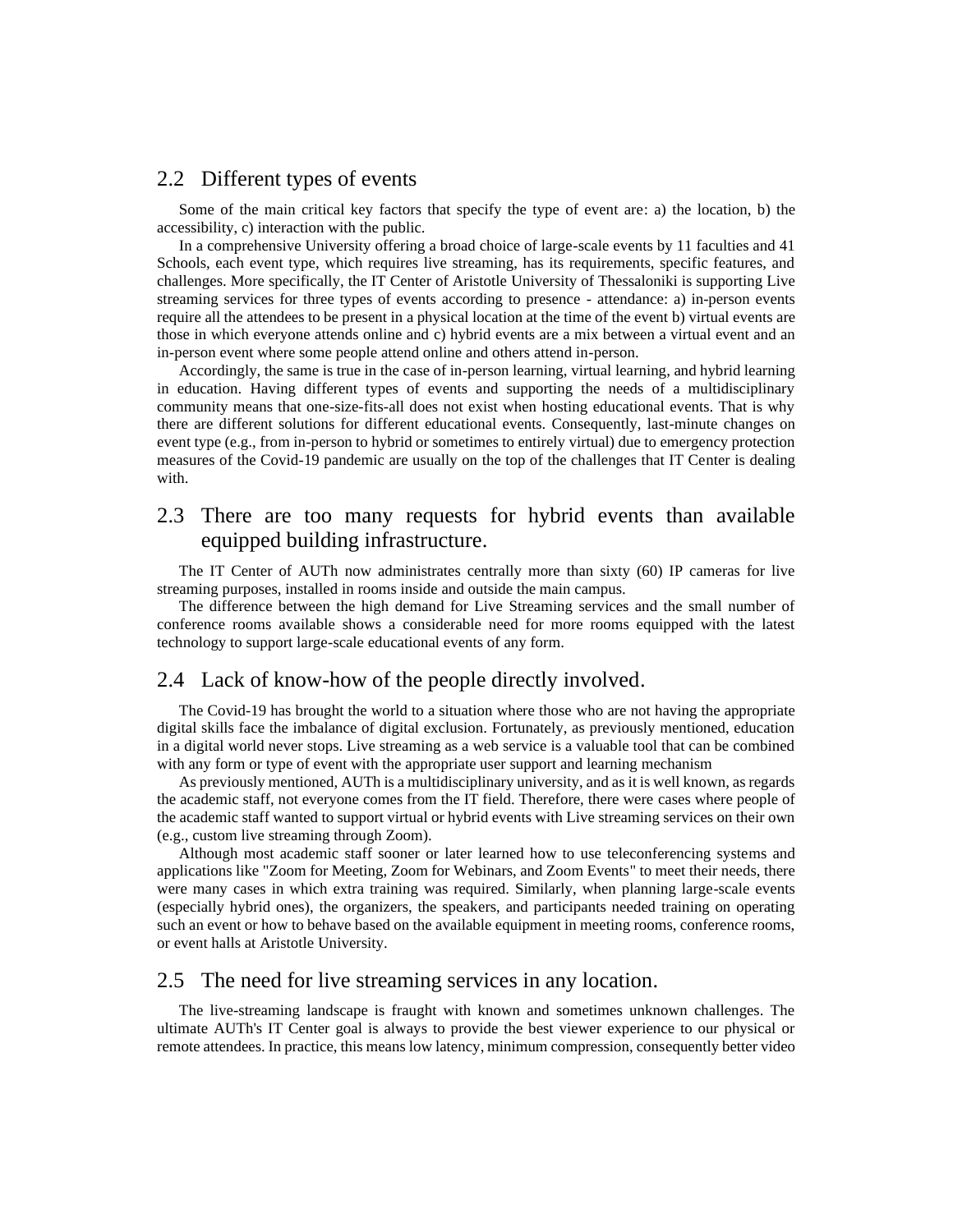## 2.2 Different types of events

Some of the main critical key factors that specify the type of event are: a) the location, b) the accessibility, c) interaction with the public.

In a comprehensive University offering a broad choice of large-scale events by 11 faculties and 41 Schools, each event type, which requires live streaming, has its requirements, specific features, and challenges. More specifically, the IT Center of Aristotle University of Thessaloniki is supporting Live streaming services for three types of events according to presence - attendance: a) in-person events require all the attendees to be present in a physical location at the time of the event b) virtual events are those in which everyone attends online and c) hybrid events are a mix between a virtual event and an in-person event where some people attend online and others attend in-person.

Accordingly, the same is true in the case of in-person learning, virtual learning, and hybrid learning in education. Having different types of events and supporting the needs of a multidisciplinary community means that one-size-fits-all does not exist when hosting educational events. That is why there are different solutions for different educational events. Consequently, last-minute changes on event type (e.g., from in-person to hybrid or sometimes to entirely virtual) due to emergency protection measures of the Covid-19 pandemic are usually on the top of the challenges that IT Center is dealing with.

## 2.3 There are too many requests for hybrid events than available equipped building infrastructure.

The IT Center of AUTh now administrates centrally more than sixty (60) IP cameras for live streaming purposes, installed in rooms inside and outside the main campus.

The difference between the high demand for Live Streaming services and the small number of conference rooms available shows a considerable need for more rooms equipped with the latest technology to support large-scale educational events of any form.

## 2.4 Lack of know-how of the people directly involved.

The Covid-19 has brought the world to a situation where those who are not having the appropriate digital skills face the imbalance of digital exclusion. Fortunately, as previously mentioned, education in a digital world never stops. Live streaming as a web service is a valuable tool that can be combined with any form or type of event with the appropriate user support and learning mechanism

As previously mentioned, AUTh is a multidisciplinary university, and as it is well known, as regards the academic staff, not everyone comes from the IT field. Therefore, there were cases where people of the academic staff wanted to support virtual or hybrid events with Live streaming services on their own (e.g., custom live streaming through Zoom).

Although most academic staff sooner or later learned how to use teleconferencing systems and applications like "Zoom for Meeting, Zoom for Webinars, and Zoom Events" to meet their needs, there were many cases in which extra training was required. Similarly, when planning large-scale events (especially hybrid ones), the organizers, the speakers, and participants needed training on operating such an event or how to behave based on the available equipment in meeting rooms, conference rooms, or event halls at Aristotle University.

## 2.5 The need for live streaming services in any location.

The live-streaming landscape is fraught with known and sometimes unknown challenges. The ultimate AUTh's IT Center goal is always to provide the best viewer experience to our physical or remote attendees. In practice, this means low latency, minimum compression, consequently better video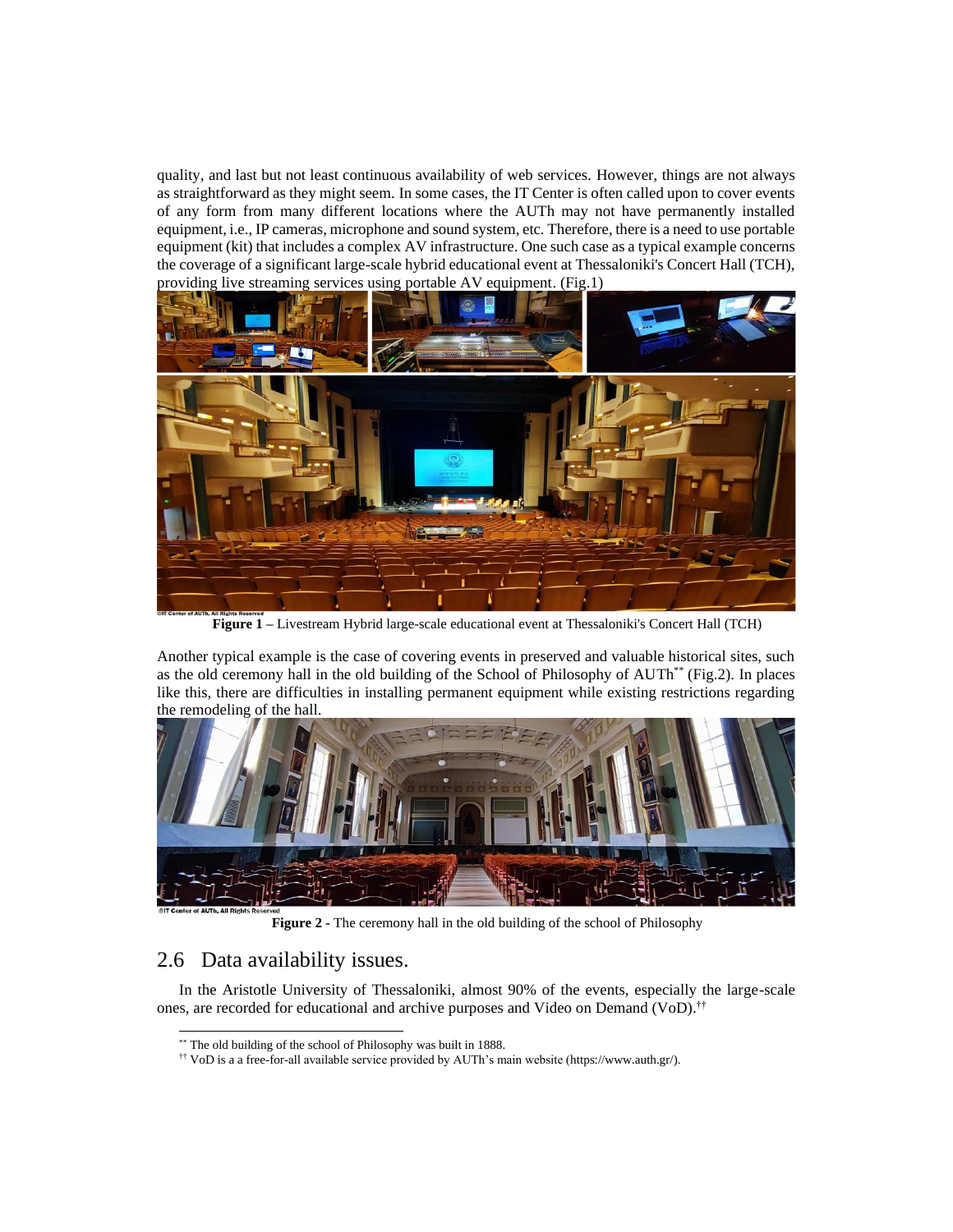quality, and last but not least continuous availability of web services. However, things are not always as straightforward as they might seem. In some cases, the IT Center is often called upon to cover events of any form from many different locations where the AUTh may not have permanently installed equipment, i.e., IP cameras, microphone and sound system, etc. Therefore, there is a need to use portable equipment (kit) that includes a complex AV infrastructure. One such case as a typical example concerns the coverage of a significant large-scale hybrid educational event at Thessaloniki's Concert Hall (TCH), providing live streaming services using portable AV equipment. (Fig.1)

©IT Center of AUTh, All Rights Reserved

**Figure 1 –** Livestream Hybrid large-scale educational event at Thessaloniki's Concert Hall (TCH)

Another typical example is the case of covering events in preserved and valuable historical sites, such as the old ceremony hall in the old building of the School of Philosophy of AUTh[**] (Fig.2). In places like this, there are difficulties in installing permanent equipment while existing restrictions regarding the remodeling of the hall.

©IT Center of AUTh, All Rights Reserved

**Figure 2 -** The ceremony hall in the old building of the school of Philosophy

## 2.6 Data availability issues.

In the Aristotle University of Thessaloniki, almost 90% of the events, especially the large-scale ones, are recorded for educational and archive purposes and Video on Demand (VoD).[††]

---

[**] The old building of the school of Philosophy was built in 1888.

[††] VoD is a a free-for-all available service provided by AUTh's main website (https://www.auth.gr/).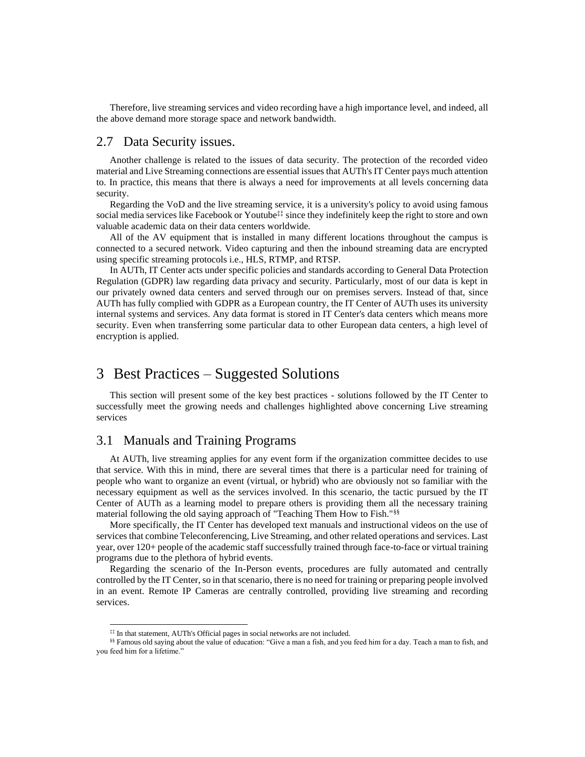Therefore, live streaming services and video recording have a high importance level, and indeed, all the above demand more storage space and network bandwidth.

## 2.7 Data Security issues.

Another challenge is related to the issues of data security. The protection of the recorded video material and Live Streaming connections are essential issues that AUTh's IT Center pays much attention to. In practice, this means that there is always a need for improvements at all levels concerning data security.

Regarding the VoD and the live streaming service, it is a university's policy to avoid using famous social media services like Facebook or Youtube[‡‡] since they indefinitely keep the right to store and own valuable academic data on their data centers worldwide.

All of the AV equipment that is installed in many different locations throughout the campus is connected to a secured network. Video capturing and then the inbound streaming data are encrypted using specific streaming protocols i.e., HLS, RTMP, and RTSP.

In AUTh, IT Center acts under specific policies and standards according to General Data Protection Regulation (GDPR) law regarding data privacy and security. Particularly, most of our data is kept in our privately owned data centers and served through our on premises servers. Instead of that, since AUTh has fully complied with GDPR as a European country, the IT Center of AUTh uses its university internal systems and services. Any data format is stored in IT Center's data centers which means more security. Even when transferring some particular data to other European data centers, a high level of encryption is applied.

# 3 Best Practices – Suggested Solutions

This section will present some of the key best practices - solutions followed by the IT Center to successfully meet the growing needs and challenges highlighted above concerning Live streaming services

## 3.1 Manuals and Training Programs

At AUTh, live streaming applies for any event form if the organization committee decides to use that service. With this in mind, there are several times that there is a particular need for training of people who want to organize an event (virtual, or hybrid) who are obviously not so familiar with the necessary equipment as well as the services involved. In this scenario, the tactic pursued by the IT Center of AUTh as a learning model to prepare others is providing them all the necessary training material following the old saying approach of "Teaching Them How to Fish."[§§]

More specifically, the IT Center has developed text manuals and instructional videos on the use of services that combine Teleconferencing, Live Streaming, and other related operations and services. Last year, over 120+ people of the academic staff successfully trained through face-to-face or virtual training programs due to the plethora of hybrid events.

Regarding the scenario of the In-Person events, procedures are fully automated and centrally controlled by the IT Center, so in that scenario, there is no need for training or preparing people involved in an event. Remote IP Cameras are centrally controlled, providing live streaming and recording services.

[‡‡] In that statement, AUTh's Official pages in social networks are not included.

[§§] Famous old saying about the value of education: "Give a man a fish, and you feed him for a day. Teach a man to fish, and you feed him for a lifetime."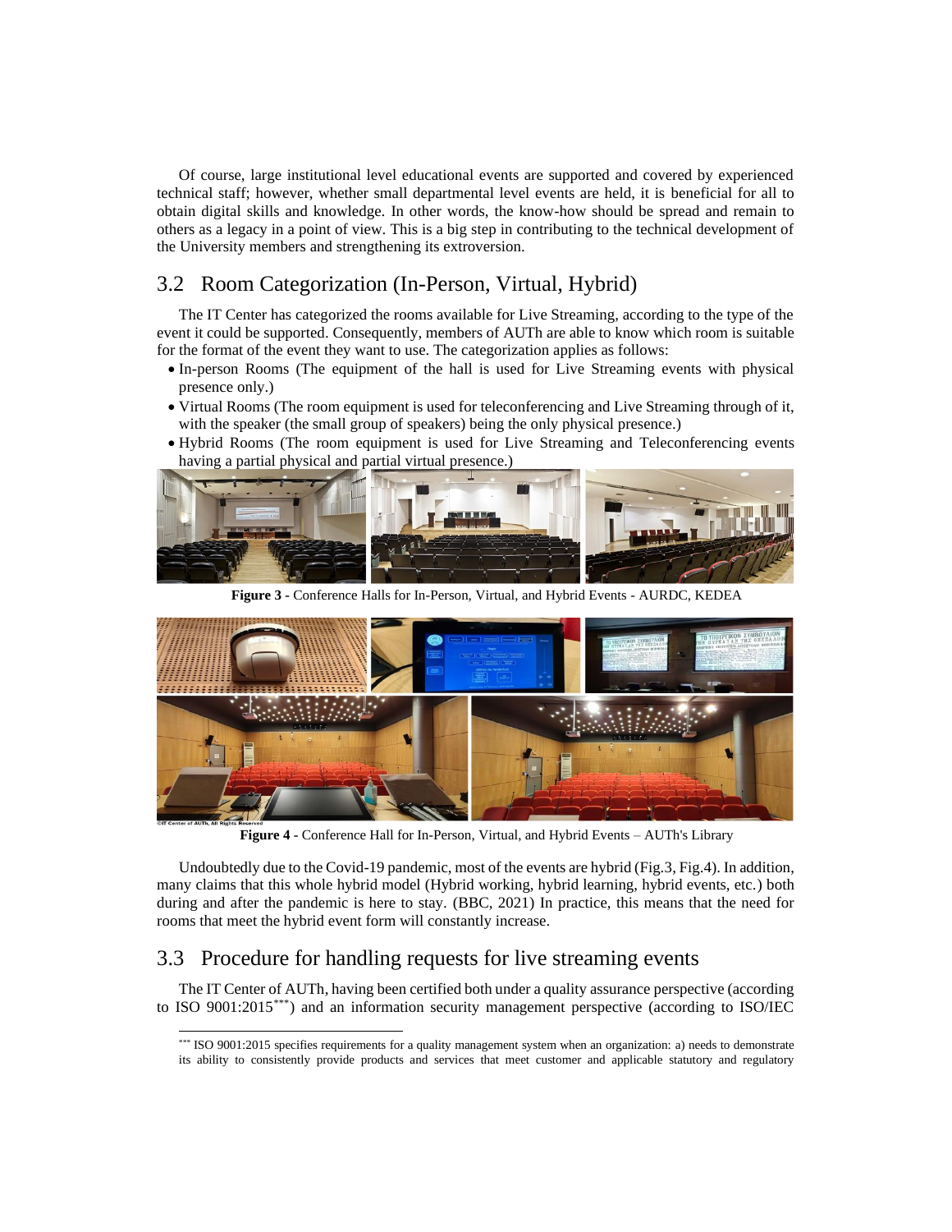Of course, large institutional level educational events are supported and covered by experienced technical staff; however, whether small departmental level events are held, it is beneficial for all to obtain digital skills and knowledge. In other words, the know-how should be spread and remain to others as a legacy in a point of view. This is a big step in contributing to the technical development of the University members and strengthening its extroversion.

## 3.2 Room Categorization (In-Person, Virtual, Hybrid)

The IT Center has categorized the rooms available for Live Streaming, according to the type of the event it could be supported. Consequently, members of AUTh are able to know which room is suitable for the format of the event they want to use. The categorization applies as follows:

- In-person Rooms (The equipment of the hall is used for Live Streaming events with physical presence only.)
- Virtual Rooms (The room equipment is used for teleconferencing and Live Streaming through of it, with the speaker (the small group of speakers) being the only physical presence.)
- Hybrid Rooms (The room equipment is used for Live Streaming and Teleconferencing events having a partial physical and partial virtual presence.)

**Figure 3** - Conference Halls for In-Person, Virtual, and Hybrid Events - AURDC, KEDEA

**Figure 4** - Conference Hall for In-Person, Virtual, and Hybrid Events – AUTh's Library

Undoubtedly due to the Covid-19 pandemic, most of the events are hybrid (Fig.3, Fig.4). In addition, many claims that this whole hybrid model (Hybrid working, hybrid learning, hybrid events, etc.) both during and after the pandemic is here to stay. (BBC, 2021) In practice, this means that the need for rooms that meet the hybrid event form will constantly increase.

## 3.3 Procedure for handling requests for live streaming events

The IT Center of AUTh, having been certified both under a quality assurance perspective (according to ISO 9001:2015[***]) and an information security management perspective (according to ISO/IEC

[***] ISO 9001:2015 specifies requirements for a quality management system when an organization: a) needs to demonstrate its ability to consistently provide products and services that meet customer and applicable statutory and regulatory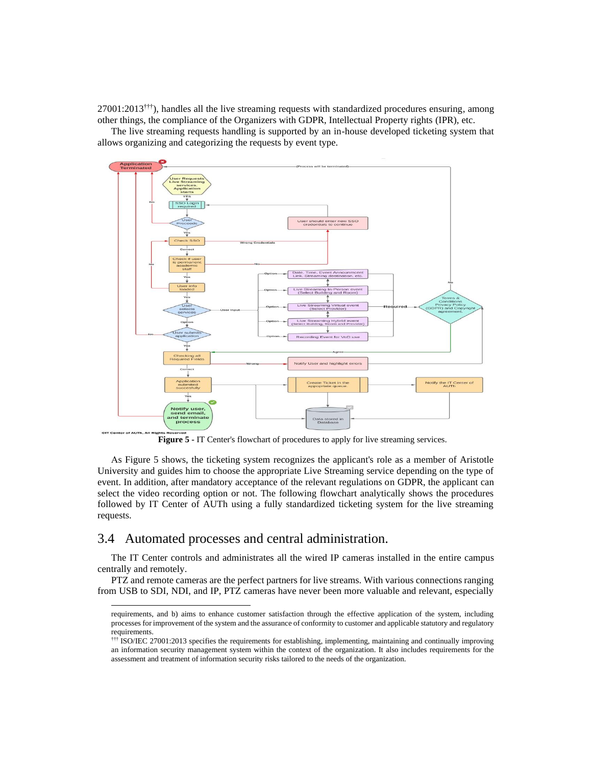27001:2013[†††]), handles all the live streaming requests with standardized procedures ensuring, among other things, the compliance of the Organizers with GDPR, Intellectual Property rights (IPR), etc.

The live streaming requests handling is supported by an in-house developed ticketing system that allows organizing and categorizing the requests by event type.

**Figure 5 -** IT Center's flowchart of procedures to apply for live streaming services.

As Figure 5 shows, the ticketing system recognizes the applicant's role as a member of Aristotle University and guides him to choose the appropriate Live Streaming service depending on the type of event. In addition, after mandatory acceptance of the relevant regulations on GDPR, the applicant can select the video recording option or not. The following flowchart analytically shows the procedures followed by IT Center of AUTh using a fully standardized ticketing system for the live streaming requests.

## 3.4 Automated processes and central administration.

The IT Center controls and administrates all the wired IP cameras installed in the entire campus centrally and remotely.

PTZ and remote cameras are the perfect partners for live streams. With various connections ranging from USB to SDI, NDI, and IP, PTZ cameras have never been more valuable and relevant, especially

---

requirements, and b) aims to enhance customer satisfaction through the effective application of the system, including processes for improvement of the system and the assurance of conformity to customer and applicable statutory and regulatory requirements.

[†††] ISO/IEC 27001:2013 specifies the requirements for establishing, implementing, maintaining and continually improving an information security management system within the context of the organization. It also includes requirements for the assessment and treatment of information security risks tailored to the needs of the organization.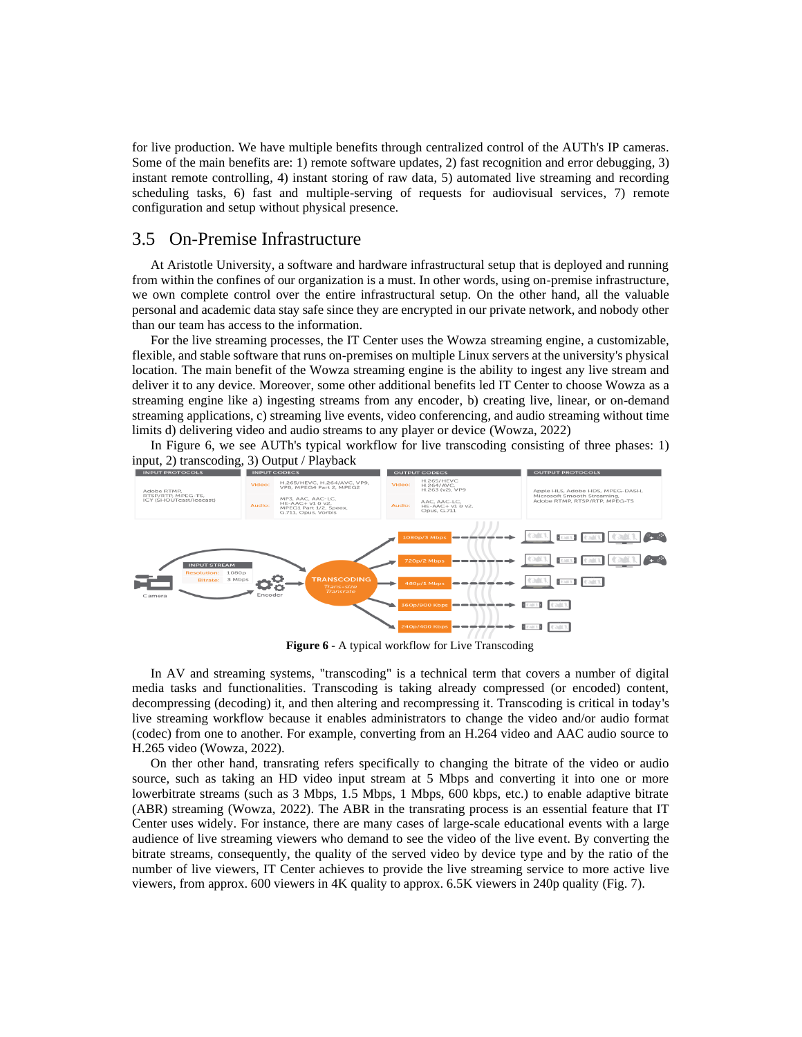for live production. We have multiple benefits through centralized control of the AUTh's IP cameras. Some of the main benefits are: 1) remote software updates, 2) fast recognition and error debugging, 3) instant remote controlling, 4) instant storing of raw data, 5) automated live streaming and recording scheduling tasks, 6) fast and multiple-serving of requests for audiovisual services, 7) remote configuration and setup without physical presence.

## 3.5 On-Premise Infrastructure

At Aristotle University, a software and hardware infrastructural setup that is deployed and running from within the confines of our organization is a must. In other words, using on-premise infrastructure, we own complete control over the entire infrastructural setup. On the other hand, all the valuable personal and academic data stay safe since they are encrypted in our private network, and nobody other than our team has access to the information.

For the live streaming processes, the IT Center uses the Wowza streaming engine, a customizable, flexible, and stable software that runs on-premises on multiple Linux servers at the university's physical location. The main benefit of the Wowza streaming engine is the ability to ingest any live stream and deliver it to any device. Moreover, some other additional benefits led IT Center to choose Wowza as a streaming engine like a) ingesting streams from any encoder, b) creating live, linear, or on-demand streaming applications, c) streaming live events, video conferencing, and audio streaming without time limits d) delivering video and audio streams to any player or device (Wowza, 2022)

In Figure 6, we see AUTh's typical workflow for live transcoding consisting of three phases: 1) input, 2) transcoding, 3) Output / Playback

**Figure 6** - A typical workflow for Live Transcoding

In AV and streaming systems, "transcoding" is a technical term that covers a number of digital media tasks and functionalities. Transcoding is taking already compressed (or encoded) content, decompressing (decoding) it, and then altering and recompressing it. Transcoding is critical in today's live streaming workflow because it enables administrators to change the video and/or audio format (codec) from one to another. For example, converting from an H.264 video and AAC audio source to H.265 video (Wowza, 2022).

On ther other hand, transrating refers specifically to changing the bitrate of the video or audio source, such as taking an HD video input stream at 5 Mbps and converting it into one or more lowerbitrate streams (such as 3 Mbps, 1.5 Mbps, 1 Mbps, 600 kbps, etc.) to enable adaptive bitrate (ABR) streaming (Wowza, 2022). The ABR in the transrating process is an essential feature that IT Center uses widely. For instance, there are many cases of large-scale educational events with a large audience of live streaming viewers who demand to see the video of the live event. By converting the bitrate streams, consequently, the quality of the served video by device type and by the ratio of the number of live viewers, IT Center achieves to provide the live streaming service to more active live viewers, from approx. 600 viewers in 4K quality to approx. 6.5K viewers in 240p quality (Fig. 7).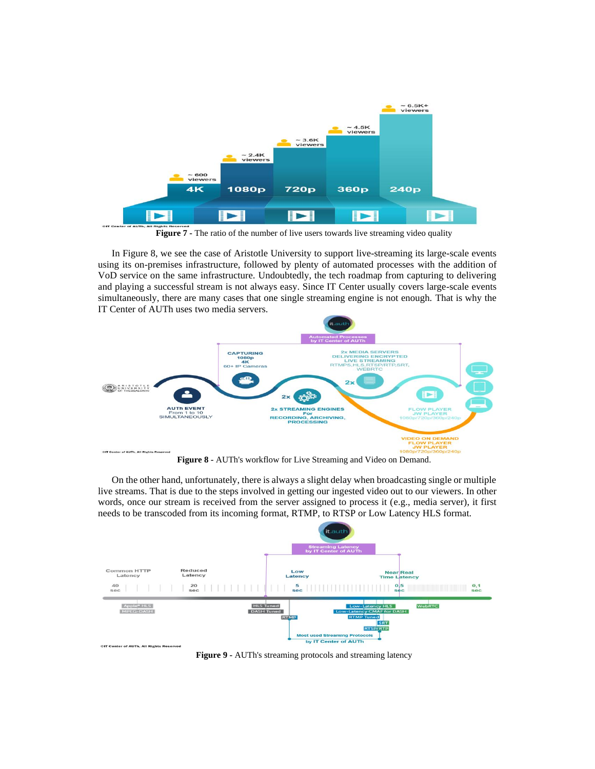~ 600 viewers
4K
~ 2.4K viewers
1080p
~ 3.6K viewers
720p
~ 4.5K viewers
360p
~ 6.5K+ viewers
240p

©IT Center of AUTh, All Rights Reserved

**Figure 7** - The ratio of the number of live users towards live streaming video quality

In Figure 8, we see the case of Aristotle University to support live-streaming its large-scale events using its on-premises infrastructure, followed by plenty of automated processes with the addition of VoD service on the same infrastructure. Undoubtedly, the tech roadmap from capturing to delivering and playing a successful stream is not always easy. Since IT Center usually covers large-scale events simultaneously, there are many cases that one single streaming engine is not enough. That is why the IT Center of AUTh uses two media servers.

it.auth
Automated Processes by IT Center of AUTh
CAPTURING
1080p
4K
60+ IP Cameras
2x MEDIA SERVERS
DELIVERING ENCRYPTED
LIVE STREAMING
RTMPS,HLS,RTSP/RTP,SRT,
WEBRTC
2x
ARISTOTLE UNIVERSITY OF THESSALONIKI
AUTh EVENT
From 1 to 10
SIMULTANEOUSLY
2x
2x STREAMING ENGINES
For
RECORDING, ARCHIVING,
PROCESSING
FLOW PLAYER
JW PLAYER
1080p/720p/360p/240p
VIDEO ON DEMAND
FLOW PLAYER
JW PLAYER
1080p/720p/360p/240p

©IT Center of AUTh, All Rights Reserved

**Figure 8** - AUTh's workflow for Live Streaming and Video on Demand.

On the other hand, unfortunately, there is always a slight delay when broadcasting single or multiple live streams. That is due to the steps involved in getting our ingested video out to our viewers. In other words, once our stream is received from the server assigned to process it (e.g., media server), it first needs to be transcoded from its incoming format, RTMP, to RTSP or Low Latency HLS format.

it.auth
Streaming Latency by IT Center of AUTh
Common HTTP Latency
Reduced Latency
Low Latency
Near Real Time Latency
40 sec
20 sec
5 sec
0,5 sec
0,1 sec
Apple® HLS
MPEG-DASH
HLS Tuned
DASH Tuned
RTMP
Low-Latency HLS
Low-Latency CMAF for DASH
RTMP Tuned
SRT
RTSP/RTP
WebRTC
Most used Streaming Protocols by IT Center of AUTh

©IT Center of AUTh, All Rights Reserved

**Figure 9** - AUTh's streaming protocols and streaming latency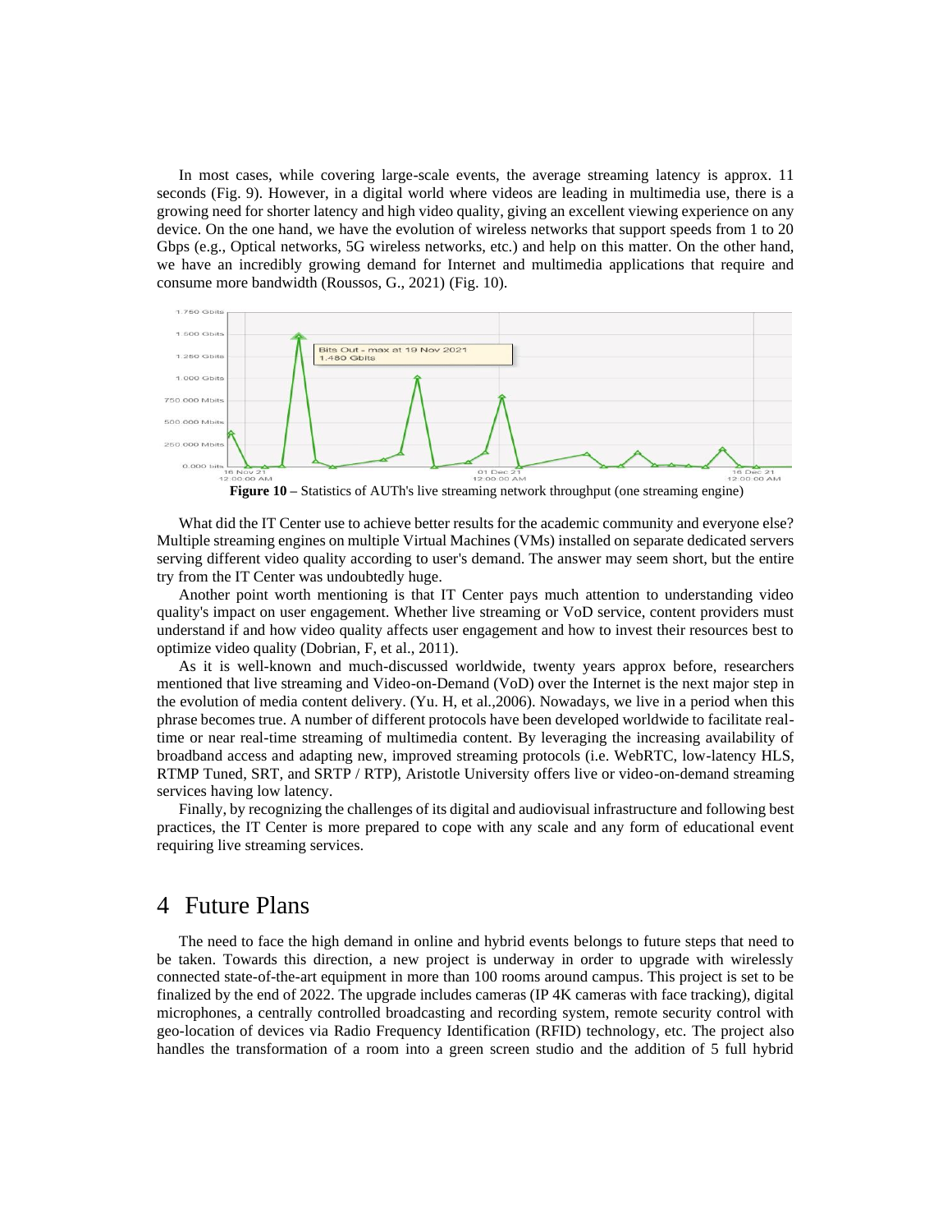In most cases, while covering large-scale events, the average streaming latency is approx. 11 seconds (Fig. 9). However, in a digital world where videos are leading in multimedia use, there is a growing need for shorter latency and high video quality, giving an excellent viewing experience on any device. On the one hand, we have the evolution of wireless networks that support speeds from 1 to 20 Gbps (e.g., Optical networks, 5G wireless networks, etc.) and help on this matter. On the other hand, we have an incredibly growing demand for Internet and multimedia applications that require and consume more bandwidth (Roussos, G., 2021) (Fig. 10).

1.750 Gbits
1.500 Gbits
1.250 Gbits
1.000 Gbits
750.000 Mbits
500.000 Mbits
250.000 Mbits
0.000 bits
Bits Out - max at 19 Nov 2021
1.480 Gbits
16 Nov 21
12:00:00 AM
01 Dec 21
12:00:00 AM
16 Dec 21
12:00:00 AM

**Figure 10 –** Statistics of AUTh's live streaming network throughput (one streaming engine)

What did the IT Center use to achieve better results for the academic community and everyone else? Multiple streaming engines on multiple Virtual Machines (VMs) installed on separate dedicated servers serving different video quality according to user's demand. The answer may seem short, but the entire try from the IT Center was undoubtedly huge.

Another point worth mentioning is that IT Center pays much attention to understanding video quality's impact on user engagement. Whether live streaming or VoD service, content providers must understand if and how video quality affects user engagement and how to invest their resources best to optimize video quality (Dobrian, F, et al., 2011).

As it is well-known and much-discussed worldwide, twenty years approx before, researchers mentioned that live streaming and Video-on-Demand (VoD) over the Internet is the next major step in the evolution of media content delivery. (Yu. H, et al.,2006). Nowadays, we live in a period when this phrase becomes true. A number of different protocols have been developed worldwide to facilitate real-time or near real-time streaming of multimedia content. By leveraging the increasing availability of broadband access and adapting new, improved streaming protocols (i.e. WebRTC, low-latency HLS, RTMP Tuned, SRT, and SRTP / RTP), Aristotle University offers live or video-on-demand streaming services having low latency.

Finally, by recognizing the challenges of its digital and audiovisual infrastructure and following best practices, the IT Center is more prepared to cope with any scale and any form of educational event requiring live streaming services.

# 4 Future Plans

The need to face the high demand in online and hybrid events belongs to future steps that need to be taken. Towards this direction, a new project is underway in order to upgrade with wirelessly connected state-of-the-art equipment in more than 100 rooms around campus. This project is set to be finalized by the end of 2022. The upgrade includes cameras (IP 4K cameras with face tracking), digital microphones, a centrally controlled broadcasting and recording system, remote security control with geo-location of devices via Radio Frequency Identification (RFID) technology, etc. The project also handles the transformation of a room into a green screen studio and the addition of 5 full hybrid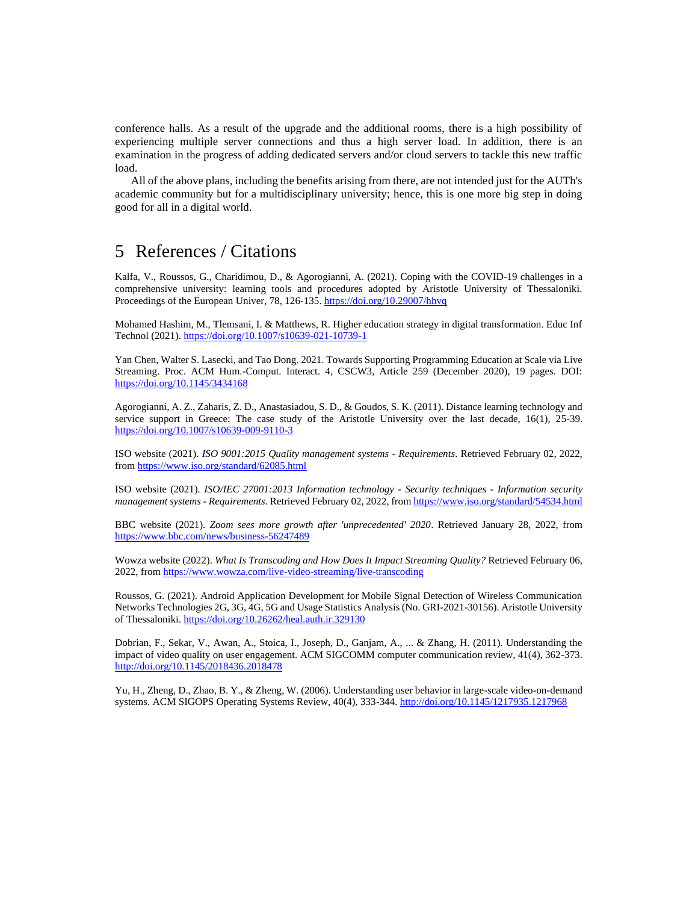conference halls. As a result of the upgrade and the additional rooms, there is a high possibility of experiencing multiple server connections and thus a high server load. In addition, there is an examination in the progress of adding dedicated servers and/or cloud servers to tackle this new traffic load.

All of the above plans, including the benefits arising from there, are not intended just for the AUTh's academic community but for a multidisciplinary university; hence, this is one more big step in doing good for all in a digital world.

# 5 References / Citations

Kalfa, V., Roussos, G., Charidimou, D., & Agorogianni, A. (2021). Coping with the COVID-19 challenges in a comprehensive university: learning tools and procedures adopted by Aristotle University of Thessaloniki. Proceedings of the European Univer, 78, 126-135. https://doi.org/10.29007/hhvq

Mohamed Hashim, M., Tlemsani, I. & Matthews, R. Higher education strategy in digital transformation. Educ Inf Technol (2021). https://doi.org/10.1007/s10639-021-10739-1

Yan Chen, Walter S. Lasecki, and Tao Dong. 2021. Towards Supporting Programming Education at Scale via Live Streaming. Proc. ACM Hum.-Comput. Interact. 4, CSCW3, Article 259 (December 2020), 19 pages. DOI: https://doi.org/10.1145/3434168

Agorogianni, A. Z., Zaharis, Z. D., Anastasiadou, S. D., & Goudos, S. K. (2011). Distance learning technology and service support in Greece: The case study of the Aristotle University over the last decade, 16(1), 25-39. https://doi.org/10.1007/s10639-009-9110-3

ISO website (2021). *ISO 9001:2015 Quality management systems - Requirements*. Retrieved February 02, 2022, from https://www.iso.org/standard/62085.html

ISO website (2021). *ISO/IEC 27001:2013 Information technology - Security techniques - Information security management systems - Requirements*. Retrieved February 02, 2022, from https://www.iso.org/standard/54534.html

BBC website (2021). *Zoom sees more growth after 'unprecedented' 2020*. Retrieved January 28, 2022, from https://www.bbc.com/news/business-56247489

Wowza website (2022). *What Is Transcoding and How Does It Impact Streaming Quality?* Retrieved February 06, 2022, from https://www.wowza.com/live-video-streaming/live-transcoding

Roussos, G. (2021). Android Application Development for Mobile Signal Detection of Wireless Communication Networks Technologies 2G, 3G, 4G, 5G and Usage Statistics Analysis (No. GRI-2021-30156). Aristotle University of Thessaloniki. https://doi.org/10.26262/heal.auth.ir.329130

Dobrian, F., Sekar, V., Awan, A., Stoica, I., Joseph, D., Ganjam, A., ... & Zhang, H. (2011). Understanding the impact of video quality on user engagement. ACM SIGCOMM computer communication review, 41(4), 362-373. http://doi.org/10.1145/2018436.2018478

Yu, H., Zheng, D., Zhao, B. Y., & Zheng, W. (2006). Understanding user behavior in large-scale video-on-demand systems. ACM SIGOPS Operating Systems Review, 40(4), 333-344. http://doi.org/10.1145/1217935.1217968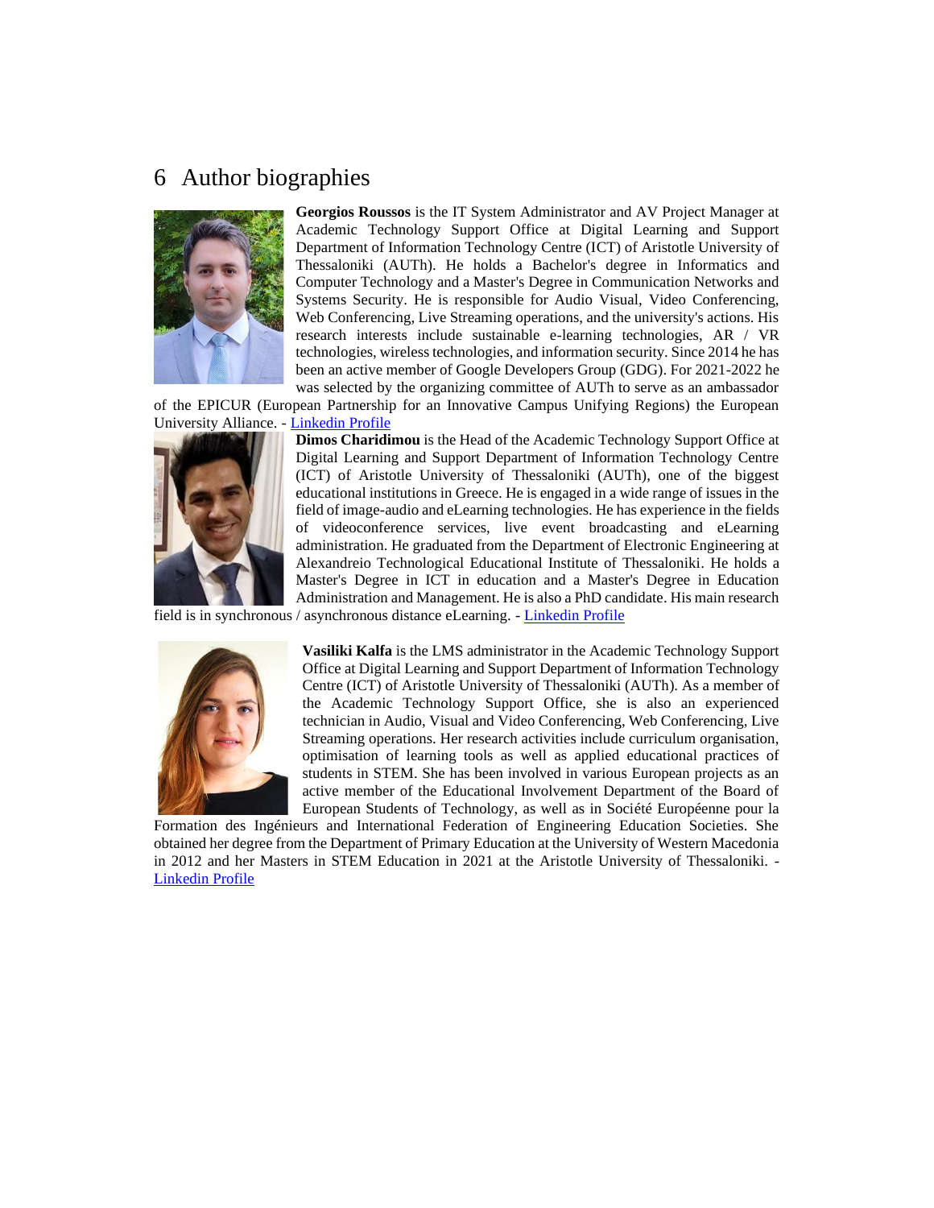## 6 Author biographies

**Georgios Roussos** is the IT System Administrator and AV Project Manager at Academic Technology Support Office at Digital Learning and Support Department of Information Technology Centre (ICT) of Aristotle University of Thessaloniki (AUTh). He holds a Bachelor's degree in Informatics and Computer Technology and a Master's Degree in Communication Networks and Systems Security. He is responsible for Audio Visual, Video Conferencing, Web Conferencing, Live Streaming operations, and the university's actions. His research interests include sustainable e-learning technologies, AR / VR technologies, wireless technologies, and information security. Since 2014 he has been an active member of Google Developers Group (GDG). For 2021-2022 he was selected by the organizing committee of AUTh to serve as an ambassador of the EPICUR (European Partnership for an Innovative Campus Unifying Regions) the European University Alliance. - Linkedin Profile

**Dimos Charidimou** is the Head of the Academic Technology Support Office at Digital Learning and Support Department of Information Technology Centre (ICT) of Aristotle University of Thessaloniki (AUTh), one of the biggest educational institutions in Greece. He is engaged in a wide range of issues in the field of image-audio and eLearning technologies. He has experience in the fields of videoconference services, live event broadcasting and eLearning administration. He graduated from the Department of Electronic Engineering at Alexandreio Technological Educational Institute of Thessaloniki. He holds a Master's Degree in ICT in education and a Master's Degree in Education Administration and Management. He is also a PhD candidate. His main research field is in synchronous / asynchronous distance eLearning. - Linkedin Profile

**Vasiliki Kalfa** is the LMS administrator in the Academic Technology Support Office at Digital Learning and Support Department of Information Technology Centre (ICT) of Aristotle University of Thessaloniki (AUTh). As a member of the Academic Technology Support Office, she is also an experienced technician in Audio, Visual and Video Conferencing, Web Conferencing, Live Streaming operations. Her research activities include curriculum organisation, optimisation of learning tools as well as applied educational practices of students in STEM. She has been involved in various European projects as an active member of the Educational Involvement Department of the Board of European Students of Technology, as well as in Société Européenne pour la Formation des Ingénieurs and International Federation of Engineering Education Societies. She obtained her degree from the Department of Primary Education at the University of Western Macedonia in 2012 and her Masters in STEM Education in 2021 at the Aristotle University of Thessaloniki. - Linkedin Profile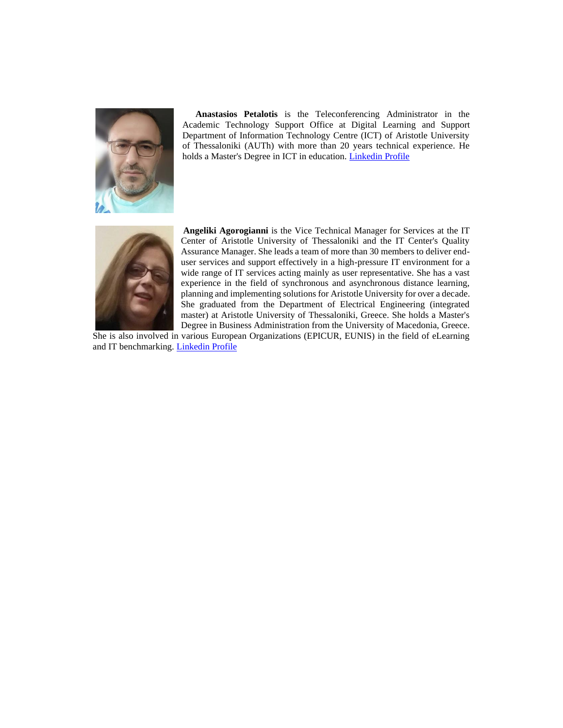**Anastasios Petalotis** is the Teleconferencing Administrator in the Academic Technology Support Office at Digital Learning and Support Department of Information Technology Centre (ICT) of Aristotle University of Thessaloniki (AUTh) with more than 20 years technical experience. He holds a Master's Degree in ICT in education. Linkedin Profile

**Angeliki Agorogianni** is the Vice Technical Manager for Services at the IT Center of Aristotle University of Thessaloniki and the IT Center's Quality Assurance Manager. She leads a team of more than 30 members to deliver end-user services and support effectively in a high-pressure IT environment for a wide range of IT services acting mainly as user representative. She has a vast experience in the field of synchronous and asynchronous distance learning, planning and implementing solutions for Aristotle University for over a decade. She graduated from the Department of Electrical Engineering (integrated master) at Aristotle University of Thessaloniki, Greece. She holds a Master's Degree in Business Administration from the University of Macedonia, Greece. She is also involved in various European Organizations (EPICUR, EUNIS) in the field of eLearning and IT benchmarking. Linkedin Profile